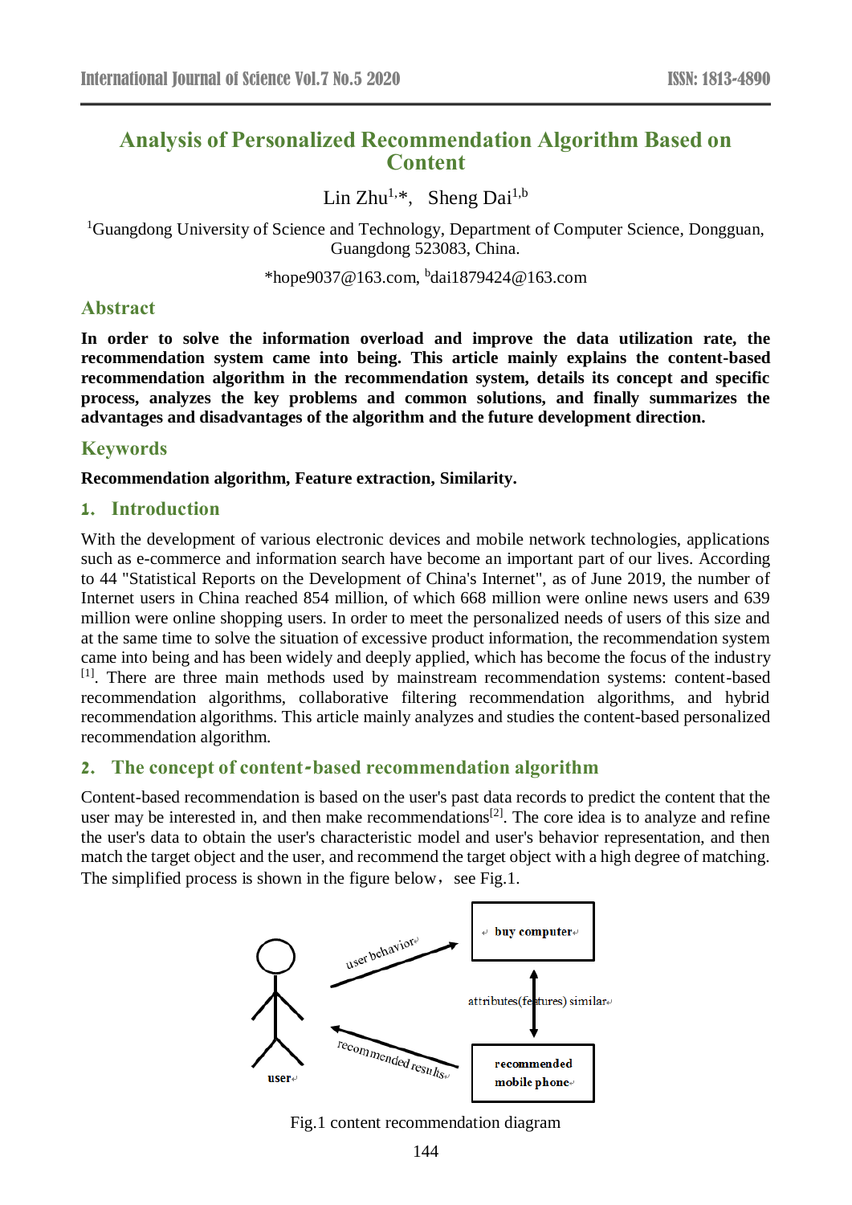# Analysis of Personalized Recommendation Algorithm Based on Content

Lin Zhu[1,*], Sheng Dai[1,b]

[1]Guangdong University of Science and Technology, Department of Computer Science, Dongguan, Guangdong 523083, China.

*hope9037@163.com, [b]dai1879424@163.com

## Abstract

**In order to solve the information overload and improve the data utilization rate, the recommendation system came into being. This article mainly explains the content-based recommendation algorithm in the recommendation system, details its concept and specific process, analyzes the key problems and common solutions, and finally summarizes the advantages and disadvantages of the algorithm and the future development direction.**

## Keywords

**Recommendation algorithm, Feature extraction, Similarity.**

## 1. Introduction

With the development of various electronic devices and mobile network technologies, applications such as e-commerce and information search have become an important part of our lives. According to 44 "Statistical Reports on the Development of China's Internet", as of June 2019, the number of Internet users in China reached 854 million, of which 668 million were online news users and 639 million were online shopping users. In order to meet the personalized needs of users of this size and at the same time to solve the situation of excessive product information, the recommendation system came into being and has been widely and deeply applied, which has become the focus of the industry [1]. There are three main methods used by mainstream recommendation systems: content-based recommendation algorithms, collaborative filtering recommendation algorithms, and hybrid recommendation algorithms. This article mainly analyzes and studies the content-based personalized recommendation algorithm.

## 2. The concept of content-based recommendation algorithm

Content-based recommendation is based on the user's past data records to predict the content that the user may be interested in, and then make recommendations[2]. The core idea is to analyze and refine the user's data to obtain the user's characteristic model and user's behavior representation, and then match the target object and the user, and recommend the target object with a high degree of matching. The simplified process is shown in the figure below, see Fig.1.

Fig.1 content recommendation diagram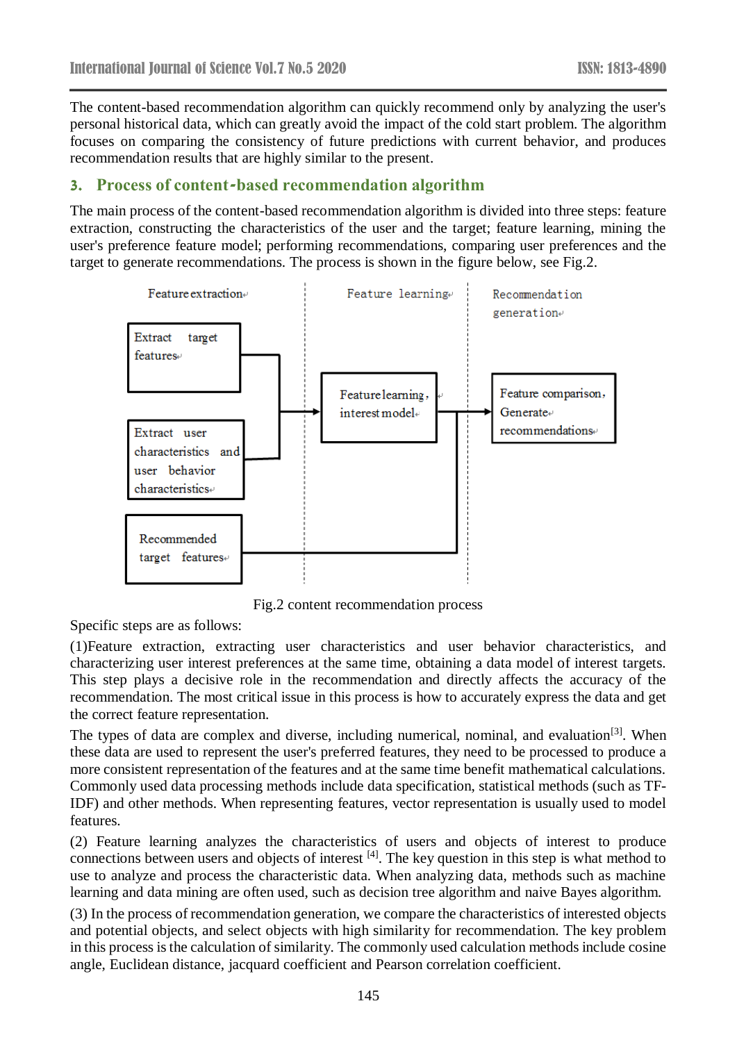The content-based recommendation algorithm can quickly recommend only by analyzing the user's personal historical data, which can greatly avoid the impact of the cold start problem. The algorithm focuses on comparing the consistency of future predictions with current behavior, and produces recommendation results that are highly similar to the present.

## 3. Process of content-based recommendation algorithm

The main process of the content-based recommendation algorithm is divided into three steps: feature extraction, constructing the characteristics of the user and the target; feature learning, mining the user's preference feature model; performing recommendations, comparing user preferences and the target to generate recommendations. The process is shown in the figure below, see Fig.2.

Feature extraction | Feature learning | Recommendation generation

Extract target features

Extract user characteristics and user behavior characteristics

Recommended target features

Feature learning, interest model

Feature comparison, Generate recommendations

Fig.2 content recommendation process

Specific steps are as follows:

(1)Feature extraction, extracting user characteristics and user behavior characteristics, and characterizing user interest preferences at the same time, obtaining a data model of interest targets. This step plays a decisive role in the recommendation and directly affects the accuracy of the recommendation. The most critical issue in this process is how to accurately express the data and get the correct feature representation.

The types of data are complex and diverse, including numerical, nominal, and evaluation[3]. When these data are used to represent the user's preferred features, they need to be processed to produce a more consistent representation of the features and at the same time benefit mathematical calculations. Commonly used data processing methods include data specification, statistical methods (such as TF-IDF) and other methods. When representing features, vector representation is usually used to model features.

(2) Feature learning analyzes the characteristics of users and objects of interest to produce connections between users and objects of interest [4]. The key question in this step is what method to use to analyze and process the characteristic data. When analyzing data, methods such as machine learning and data mining are often used, such as decision tree algorithm and naive Bayes algorithm.

(3) In the process of recommendation generation, we compare the characteristics of interested objects and potential objects, and select objects with high similarity for recommendation. The key problem in this process is the calculation of similarity. The commonly used calculation methods include cosine angle, Euclidean distance, jacquard coefficient and Pearson correlation coefficient.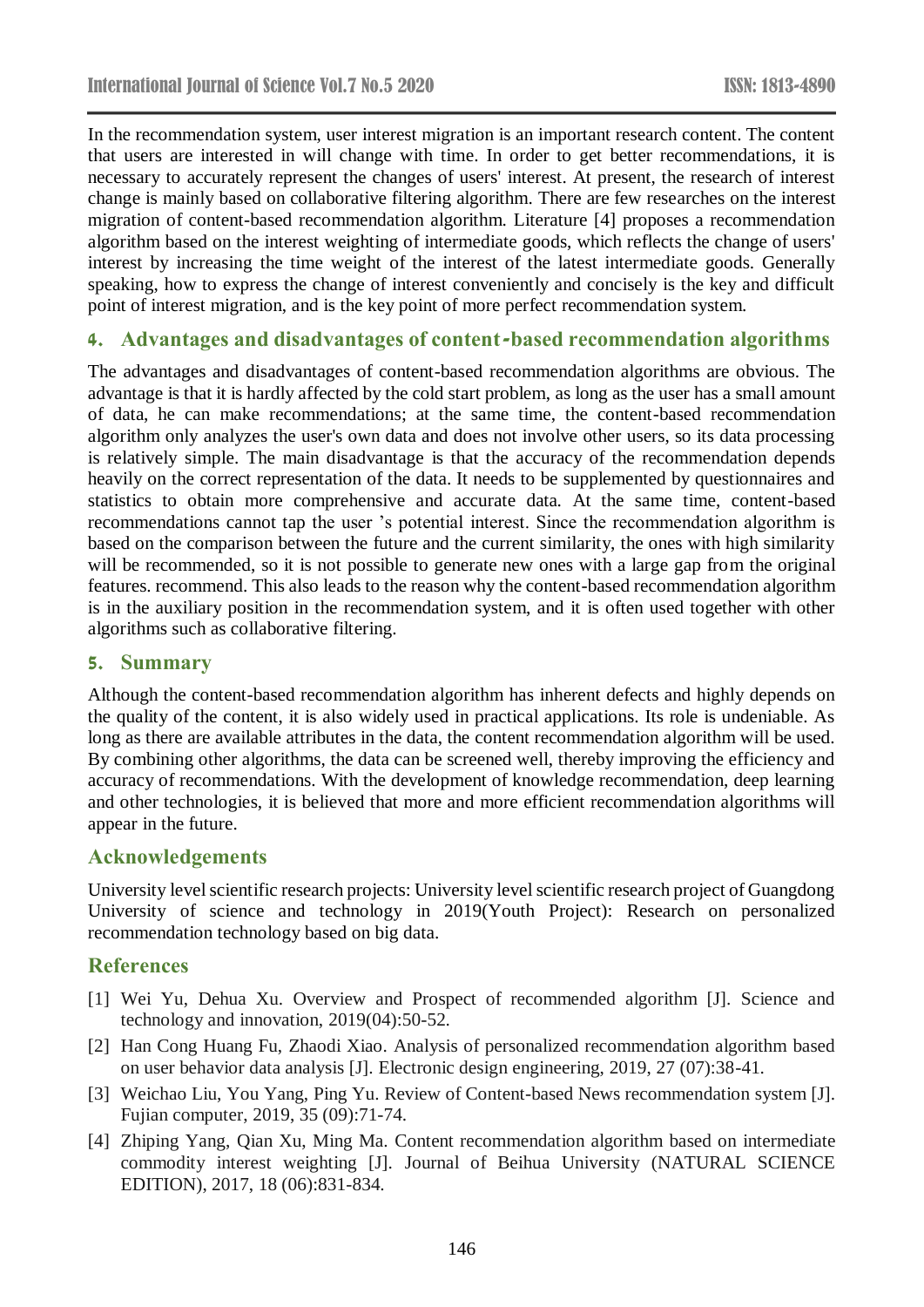In the recommendation system, user interest migration is an important research content. The content that users are interested in will change with time. In order to get better recommendations, it is necessary to accurately represent the changes of users' interest. At present, the research of interest change is mainly based on collaborative filtering algorithm. There are few researches on the interest migration of content-based recommendation algorithm. Literature [4] proposes a recommendation algorithm based on the interest weighting of intermediate goods, which reflects the change of users' interest by increasing the time weight of the interest of the latest intermediate goods. Generally speaking, how to express the change of interest conveniently and concisely is the key and difficult point of interest migration, and is the key point of more perfect recommendation system.

## 4. Advantages and disadvantages of content-based recommendation algorithms

The advantages and disadvantages of content-based recommendation algorithms are obvious. The advantage is that it is hardly affected by the cold start problem, as long as the user has a small amount of data, he can make recommendations; at the same time, the content-based recommendation algorithm only analyzes the user's own data and does not involve other users, so its data processing is relatively simple. The main disadvantage is that the accuracy of the recommendation depends heavily on the correct representation of the data. It needs to be supplemented by questionnaires and statistics to obtain more comprehensive and accurate data. At the same time, content-based recommendations cannot tap the user 's potential interest. Since the recommendation algorithm is based on the comparison between the future and the current similarity, the ones with high similarity will be recommended, so it is not possible to generate new ones with a large gap from the original features. recommend. This also leads to the reason why the content-based recommendation algorithm is in the auxiliary position in the recommendation system, and it is often used together with other algorithms such as collaborative filtering.

## 5. Summary

Although the content-based recommendation algorithm has inherent defects and highly depends on the quality of the content, it is also widely used in practical applications. Its role is undeniable. As long as there are available attributes in the data, the content recommendation algorithm will be used. By combining other algorithms, the data can be screened well, thereby improving the efficiency and accuracy of recommendations. With the development of knowledge recommendation, deep learning and other technologies, it is believed that more and more efficient recommendation algorithms will appear in the future.

## Acknowledgements

University level scientific research projects: University level scientific research project of Guangdong University of science and technology in 2019(Youth Project): Research on personalized recommendation technology based on big data.

## References

[1] Wei Yu, Dehua Xu. Overview and Prospect of recommended algorithm [J]. Science and technology and innovation, 2019(04):50-52.

[2] Han Cong Huang Fu, Zhaodi Xiao. Analysis of personalized recommendation algorithm based on user behavior data analysis [J]. Electronic design engineering, 2019, 27 (07):38-41.

[3] Weichao Liu, You Yang, Ping Yu. Review of Content-based News recommendation system [J]. Fujian computer, 2019, 35 (09):71-74.

[4] Zhiping Yang, Qian Xu, Ming Ma. Content recommendation algorithm based on intermediate commodity interest weighting [J]. Journal of Beihua University (NATURAL SCIENCE EDITION), 2017, 18 (06):831-834.